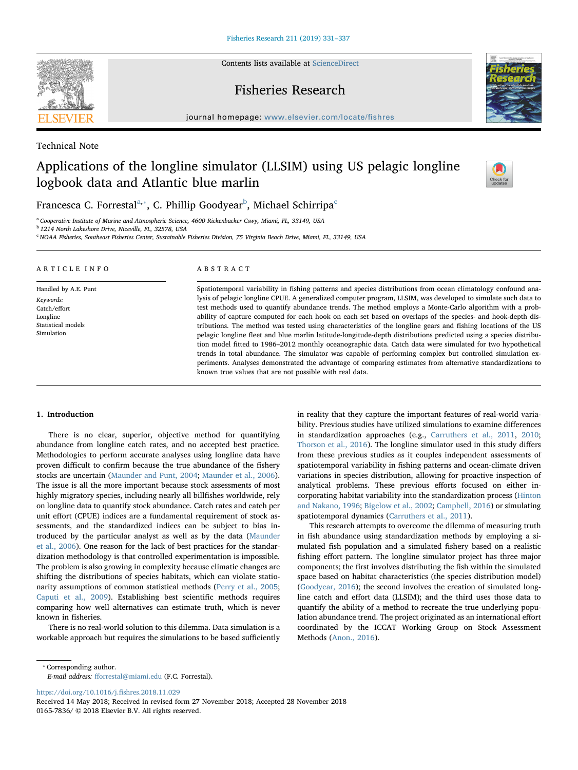Technical Note

# Applications of the longline simulator (LLSIM) using US pelagic longline logbook data and Atlantic blue marlin

Francesca C. Forrestal[a,*], C. Phillip Goodyear[b], Michael Schirripa[c]

[a] Cooperative Institute of Marine and Atmospheric Science, 4600 Rickenbacker Cswy, Miami, FL, 33149, USA
[b] 1214 North Lakeshore Drive, Niceville, FL, 32578, USA
[c] NOAA Fisheries, Southeast Fisheries Center, Sustainable Fisheries Division, 75 Virginia Beach Drive, Miami, FL, 33149, USA

ARTICLE INFO

Handled by A.E. Punt

*Keywords:*
Catch/effort
Longline
Statistical models
Simulation

ABSTRACT

Spatiotemporal variability in fishing patterns and species distributions from ocean climatology confound analysis of pelagic longline CPUE. A generalized computer program, LLSIM, was developed to simulate such data to test methods used to quantify abundance trends. The method employs a Monte-Carlo algorithm with a probability of capture computed for each hook on each set based on overlaps of the species- and hook-depth distributions. The method was tested using characteristics of the longline gears and fishing locations of the US pelagic longline fleet and blue marlin latitude-longitude-depth distributions predicted using a species distribution model fitted to 1986–2012 monthly oceanographic data. Catch data were simulated for two hypothetical trends in total abundance. The simulator was capable of performing complex but controlled simulation experiments. Analyses demonstrated the advantage of comparing estimates from alternative standardizations to known true values that are not possible with real data.

## 1. Introduction

There is no clear, superior, objective method for quantifying abundance from longline catch rates, and no accepted best practice. Methodologies to perform accurate analyses using longline data have proven difficult to confirm because the true abundance of the fishery stocks are uncertain (Maunder and Punt, 2004; Maunder et al., 2006). The issue is all the more important because stock assessments of most highly migratory species, including nearly all billfishes worldwide, rely on longline data to quantify stock abundance. Catch rates and catch per unit effort (CPUE) indices are a fundamental requirement of stock assessments, and the standardized indices can be subject to bias introduced by the particular analyst as well as by the data (Maunder et al., 2006). One reason for the lack of best practices for the standardization methodology is that controlled experimentation is impossible. The problem is also growing in complexity because climatic changes are shifting the distributions of species habitats, which can violate stationarity assumptions of common statistical methods (Perry et al., 2005; Caputi et al., 2009). Establishing best scientific methods requires comparing how well alternatives can estimate truth, which is never known in fisheries.

There is no real-world solution to this dilemma. Data simulation is a workable approach but requires the simulations to be based sufficiently in reality that they capture the important features of real-world variability. Previous studies have utilized simulations to examine differences in standardization approaches (e.g., Carruthers et al., 2011, 2010; Thorson et al., 2016). The longline simulator used in this study differs from these previous studies as it couples independent assessments of spatiotemporal variability in fishing patterns and ocean-climate driven variations in species distribution, allowing for proactive inspection of analytical problems. These previous efforts focused on either incorporating habitat variability into the standardization process (Hinton and Nakano, 1996; Bigelow et al., 2002; Campbell, 2016) or simulating spatiotemporal dynamics (Carruthers et al., 2011).

This research attempts to overcome the dilemma of measuring truth in fish abundance using standardization methods by employing a simulated fish population and a simulated fishery based on a realistic fishing effort pattern. The longline simulator project has three major components; the first involves distributing the fish within the simulated space based on habitat characteristics (the species distribution model) (Goodyear, 2016); the second involves the creation of simulated longline catch and effort data (LLSIM); and the third uses those data to quantify the ability of a method to recreate the true underlying population abundance trend. The project originated as an international effort coordinated by the ICCAT Working Group on Stock Assessment Methods (Anon., 2016).

* Corresponding author.
*E-mail address:* fforrestal@miami.edu (F.C. Forrestal).

https://doi.org/10.1016/j.fishres.2018.11.029
Received 14 May 2018; Received in revised form 27 November 2018; Accepted 28 November 2018
0165-7836/ © 2018 Elsevier B.V. All rights reserved.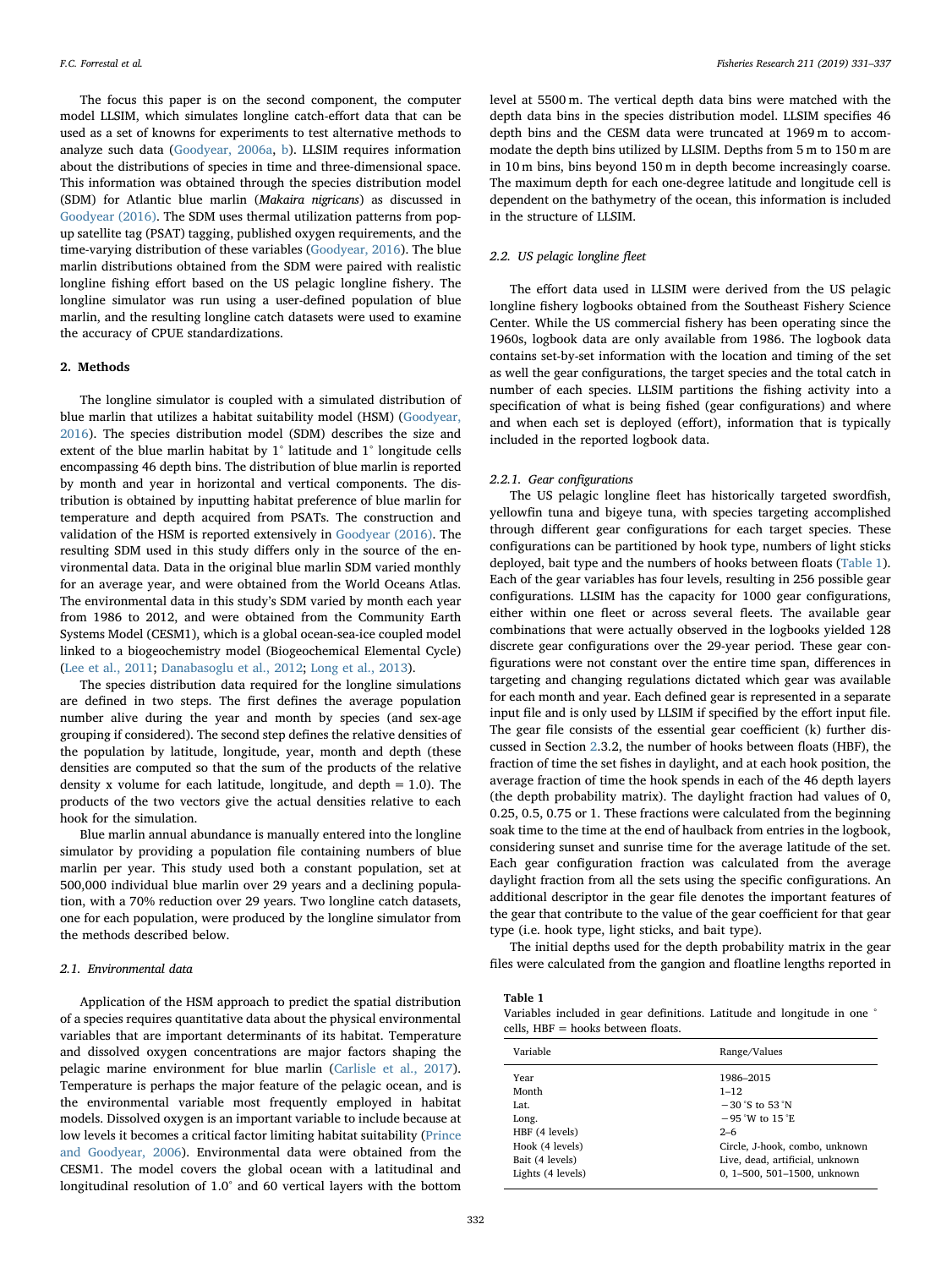The focus this paper is on the second component, the computer model LLSIM, which simulates longline catch-effort data that can be used as a set of knowns for experiments to test alternative methods to analyze such data (Goodyear, 2006a, b). LLSIM requires information about the distributions of species in time and three-dimensional space. This information was obtained through the species distribution model (SDM) for Atlantic blue marlin (*Makaira nigricans*) as discussed in Goodyear (2016). The SDM uses thermal utilization patterns from pop-up satellite tag (PSAT) tagging, published oxygen requirements, and the time-varying distribution of these variables (Goodyear, 2016). The blue marlin distributions obtained from the SDM were paired with realistic longline fishing effort based on the US pelagic longline fishery. The longline simulator was run using a user-defined population of blue marlin, and the resulting longline catch datasets were used to examine the accuracy of CPUE standardizations.

## 2. Methods

The longline simulator is coupled with a simulated distribution of blue marlin that utilizes a habitat suitability model (HSM) (Goodyear, 2016). The species distribution model (SDM) describes the size and extent of the blue marlin habitat by 1° latitude and 1° longitude cells encompassing 46 depth bins. The distribution of blue marlin is reported by month and year in horizontal and vertical components. The distribution is obtained by inputting habitat preference of blue marlin for temperature and depth acquired from PSATs. The construction and validation of the HSM is reported extensively in Goodyear (2016). The resulting SDM used in this study differs only in the source of the environmental data. Data in the original blue marlin SDM varied monthly for an average year, and were obtained from the World Oceans Atlas. The environmental data in this study's SDM varied by month each year from 1986 to 2012, and were obtained from the Community Earth Systems Model (CESM1), which is a global ocean-sea-ice coupled model linked to a biogeochemistry model (Biogeochemical Elemental Cycle) (Lee et al., 2011; Danabasoglu et al., 2012; Long et al., 2013).

The species distribution data required for the longline simulations are defined in two steps. The first defines the average population number alive during the year and month by species (and sex-age grouping if considered). The second step defines the relative densities of the population by latitude, longitude, year, month and depth (these densities are computed so that the sum of the products of the relative density x volume for each latitude, longitude, and depth = 1.0). The products of the two vectors give the actual densities relative to each hook for the simulation.

Blue marlin annual abundance is manually entered into the longline simulator by providing a population file containing numbers of blue marlin per year. This study used both a constant population, set at 500,000 individual blue marlin over 29 years and a declining population, with a 70% reduction over 29 years. Two longline catch datasets, one for each population, were produced by the longline simulator from the methods described below.

### 2.1. Environmental data

Application of the HSM approach to predict the spatial distribution of a species requires quantitative data about the physical environmental variables that are important determinants of its habitat. Temperature and dissolved oxygen concentrations are major factors shaping the pelagic marine environment for blue marlin (Carlisle et al., 2017). Temperature is perhaps the major feature of the pelagic ocean, and is the environmental variable most frequently employed in habitat models. Dissolved oxygen is an important variable to include because at low levels it becomes a critical factor limiting habitat suitability (Prince and Goodyear, 2006). Environmental data were obtained from the CESM1. The model covers the global ocean with a latitudinal and longitudinal resolution of 1.0° and 60 vertical layers with the bottom level at 5500 m. The vertical depth data bins were matched with the depth data bins in the species distribution model. LLSIM specifies 46 depth bins and the CESM data were truncated at 1969 m to accommodate the depth bins utilized by LLSIM. Depths from 5 m to 150 m are in 10 m bins, bins beyond 150 m in depth become increasingly coarse. The maximum depth for each one-degree latitude and longitude cell is dependent on the bathymetry of the ocean, this information is included in the structure of LLSIM.

### 2.2. US pelagic longline fleet

The effort data used in LLSIM were derived from the US pelagic longline fishery logbooks obtained from the Southeast Fishery Science Center. While the US commercial fishery has been operating since the 1960s, logbook data are only available from 1986. The logbook data contains set-by-set information with the location and timing of the set as well the gear configurations, the target species and the total catch in number of each species. LLSIM partitions the fishing activity into a specification of what is being fished (gear configurations) and where and when each set is deployed (effort), information that is typically included in the reported logbook data.

#### 2.2.1. Gear configurations

The US pelagic longline fleet has historically targeted swordfish, yellowfin tuna and bigeye tuna, with species targeting accomplished through different gear configurations for each target species. These configurations can be partitioned by hook type, numbers of light sticks deployed, bait type and the numbers of hooks between floats (Table 1). Each of the gear variables has four levels, resulting in 256 possible gear configurations. LLSIM has the capacity for 1000 gear configurations, either within one fleet or across several fleets. The available gear combinations that were actually observed in the logbooks yielded 128 discrete gear configurations over the 29-year period. These gear configurations were not constant over the entire time span, differences in targeting and changing regulations dictated which gear was available for each month and year. Each defined gear is represented in a separate input file and is only used by LLSIM if specified by the effort input file. The gear file consists of the essential gear coefficient (k) further discussed in Section 2.3.2, the number of hooks between floats (HBF), the fraction of time the set fishes in daylight, and at each hook position, the average fraction of time the hook spends in each of the 46 depth layers (the depth probability matrix). The daylight fraction had values of 0, 0.25, 0.5, 0.75 or 1. These fractions were calculated from the beginning soak time to the time at the end of haulback from entries in the logbook, considering sunset and sunrise time for the average latitude of the set. Each gear configuration fraction was calculated from the average daylight fraction from all the sets using the specific configurations. An additional descriptor in the gear file denotes the important features of the gear that contribute to the value of the gear coefficient for that gear type (i.e. hook type, light sticks, and bait type).

The initial depths used for the depth probability matrix in the gear files were calculated from the gangion and floatline lengths reported in

**Table 1**
Variables included in gear definitions. Latitude and longitude in one ° cells, HBF = hooks between floats.

| Variable | Range/Values |
|---|---|
| Year | 1986–2015 |
| Month | 1–12 |
| Lat. | −30 °S to 53 °N |
| Long. | −95 °W to 15 °E |
| HBF (4 levels) | 2–6 |
| Hook (4 levels) | Circle, J-hook, combo, unknown |
| Bait (4 levels) | Live, dead, artificial, unknown |
| Lights (4 levels) | 0, 1–500, 501–1500, unknown |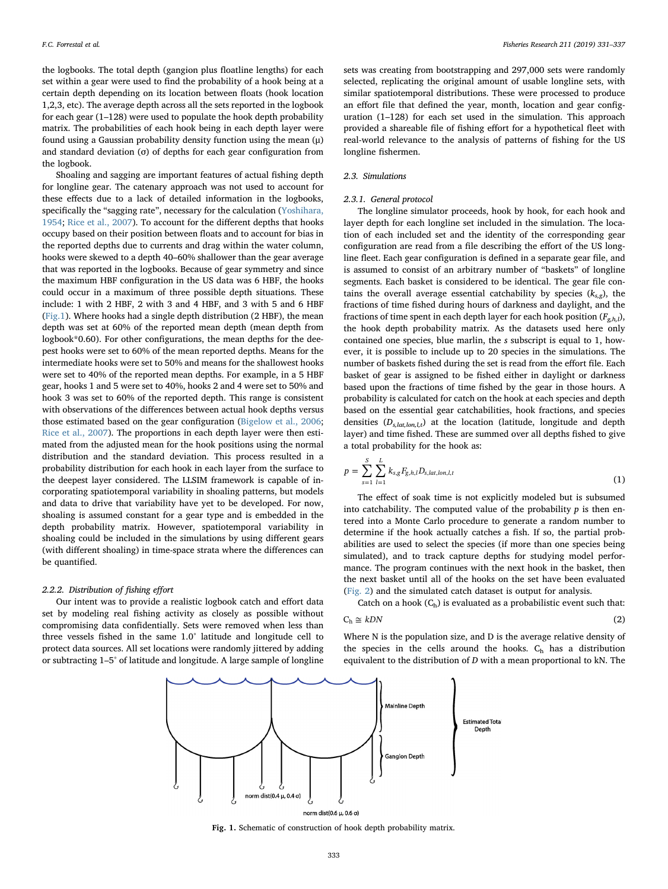the logbooks. The total depth (gangion plus floatline lengths) for each set within a gear were used to find the probability of a hook being at a certain depth depending on its location between floats (hook location 1,2,3, etc). The average depth across all the sets reported in the logbook for each gear (1–128) were used to populate the hook depth probability matrix. The probabilities of each hook being in each depth layer were found using a Gaussian probability density function using the mean (μ) and standard deviation (σ) of depths for each gear configuration from the logbook.

Shoaling and sagging are important features of actual fishing depth for longline gear. The catenary approach was not used to account for these effects due to a lack of detailed information in the logbooks, specifically the "sagging rate", necessary for the calculation (Yoshihara, 1954; Rice et al., 2007). To account for the different depths that hooks occupy based on their position between floats and to account for bias in the reported depths due to currents and drag within the water column, hooks were skewed to a depth 40–60% shallower than the gear average that was reported in the logbooks. Because of gear symmetry and since the maximum HBF configuration in the US data was 6 HBF, the hooks could occur in a maximum of three possible depth situations. These include: 1 with 2 HBF, 2 with 3 and 4 HBF, and 3 with 5 and 6 HBF (Fig.1). Where hooks had a single depth distribution (2 HBF), the mean depth was set at 60% of the reported mean depth (mean depth from logbook*0.60). For other configurations, the mean depths for the deepest hooks were set to 60% of the mean reported depths. Means for the intermediate hooks were set to 50% and means for the shallowest hooks were set to 40% of the reported mean depths. For example, in a 5 HBF gear, hooks 1 and 5 were set to 40%, hooks 2 and 4 were set to 50% and hook 3 was set to 60% of the reported depth. This range is consistent with observations of the differences between actual hook depths versus those estimated based on the gear configuration (Bigelow et al., 2006; Rice et al., 2007). The proportions in each depth layer were then estimated from the adjusted mean for the hook positions using the normal distribution and the standard deviation. This process resulted in a probability distribution for each hook in each layer from the surface to the deepest layer considered. The LLSIM framework is capable of incorporating spatiotemporal variability in shoaling patterns, but models and data to drive that variability have yet to be developed. For now, shoaling is assumed constant for a gear type and is embedded in the depth probability matrix. However, spatiotemporal variability in shoaling could be included in the simulations by using different gears (with different shoaling) in time-space strata where the differences can be quantified.

#### 2.2.2. Distribution of fishing effort

Our intent was to provide a realistic logbook catch and effort data set by modeling real fishing activity as closely as possible without compromising data confidentially. Sets were removed when less than three vessels fished in the same 1.0° latitude and longitude cell to protect data sources. All set locations were randomly jittered by adding or subtracting 1–5° of latitude and longitude. A large sample of longline sets was creating from bootstrapping and 297,000 sets were randomly selected, replicating the original amount of usable longline sets, with similar spatiotemporal distributions. These were processed to produce an effort file that defined the year, month, location and gear configuration (1–128) for each set used in the simulation. This approach provided a shareable file of fishing effort for a hypothetical fleet with real-world relevance to the analysis of patterns of fishing for the US longline fishermen.

### 2.3. Simulations

#### 2.3.1. General protocol

The longline simulator proceeds, hook by hook, for each hook and layer depth for each longline set included in the simulation. The location of each included set and the identity of the corresponding gear configuration are read from a file describing the effort of the US longline fleet. Each gear configuration is defined in a separate gear file, and is assumed to consist of an arbitrary number of "baskets" of longline segments. Each basket is considered to be identical. The gear file contains the overall average essential catchability by species ($k_{s,g}$), the fractions of time fished during hours of darkness and daylight, and the fractions of time spent in each depth layer for each hook position ($F_{g,h,l}$), the hook depth probability matrix. As the datasets used here only contained one species, blue marlin, the $s$ subscript is equal to 1, however, it is possible to include up to 20 species in the simulations. The number of baskets fished during the set is read from the effort file. Each basket of gear is assigned to be fished either in daylight or darkness based upon the fractions of time fished by the gear in those hours. A probability is calculated for catch on the hook at each species and depth based on the essential gear catchabilities, hook fractions, and species densities ($D_{s,lat,lon,l,t}$) at the location (latitude, longitude and depth layer) and time fished. These are summed over all depths fished to give a total probability for the hook as:

$$p = \sum_{s=1}^{S} \sum_{l=1}^{L} k_{s,g} F_{g,h,l} D_{s,lat,lon,l,t} \tag{1}$$

The effect of soak time is not explicitly modeled but is subsumed into catchability. The computed value of the probability $p$ is then entered into a Monte Carlo procedure to generate a random number to determine if the hook actually catches a fish. If so, the partial probabilities are used to select the species (if more than one species being simulated), and to track capture depths for studying model performance. The program continues with the next hook in the basket, then the next basket until all of the hooks on the set have been evaluated (Fig. 2) and the simulated catch dataset is output for analysis.

Catch on a hook ($C_h$) is evaluated as a probabilistic event such that:

$$C_h \cong kDN \tag{2}$$

Where N is the population size, and D is the average relative density of the species in the cells around the hooks. $C_h$ has a distribution equivalent to the distribution of $D$ with a mean proportional to kN. The

Mainline Depth

Ganglon Depth

Estimated Total Depth

norm dist(0.4 μ, 0.4 σ)

norm dist(0.6 μ, 0.6 σ)

**Fig. 1.** Schematic of construction of hook depth probability matrix.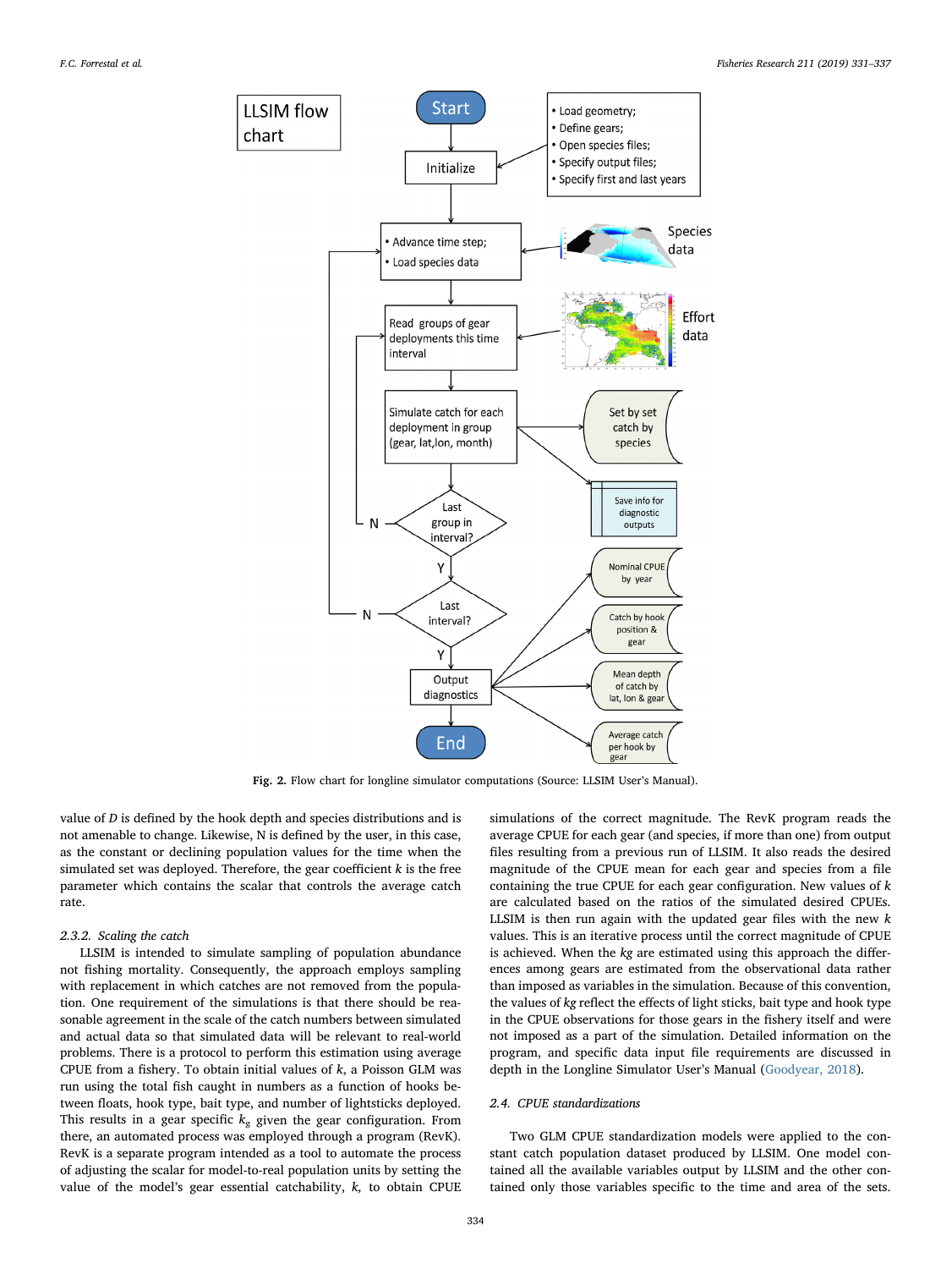Fig. 2. Flow chart for longline simulator computations (Source: LLSIM User's Manual).

value of $D$ is defined by the hook depth and species distributions and is not amenable to change. Likewise, N is defined by the user, in this case, as the constant or declining population values for the time when the simulated set was deployed. Therefore, the gear coefficient $k$ is the free parameter which contains the scalar that controls the average catch rate.

### 2.3.2. Scaling the catch

LLSIM is intended to simulate sampling of population abundance not fishing mortality. Consequently, the approach employs sampling with replacement in which catches are not removed from the population. One requirement of the simulations is that there should be reasonable agreement in the scale of the catch numbers between simulated and actual data so that simulated data will be relevant to real-world problems. There is a protocol to perform this estimation using average CPUE from a fishery. To obtain initial values of $k$, a Poisson GLM was run using the total fish caught in numbers as a function of hooks between floats, hook type, bait type, and number of lightsticks deployed. This results in a gear specific $k_g$ given the gear configuration. From there, an automated process was employed through a program (RevK). RevK is a separate program intended as a tool to automate the process of adjusting the scalar for model-to-real population units by setting the value of the model's gear essential catchability, $k$, to obtain CPUE simulations of the correct magnitude. The RevK program reads the average CPUE for each gear (and species, if more than one) from output files resulting from a previous run of LLSIM. It also reads the desired magnitude of the CPUE mean for each gear and species from a file containing the true CPUE for each gear configuration. New values of $k$ are calculated based on the ratios of the simulated desired CPUEs. LLSIM is then run again with the updated gear files with the new $k$ values. This is an iterative process until the correct magnitude of CPUE is achieved. When the $kg$ are estimated using this approach the differences among gears are estimated from the observational data rather than imposed as variables in the simulation. Because of this convention, the values of $kg$ reflect the effects of light sticks, bait type and hook type in the CPUE observations for those gears in the fishery itself and were not imposed as a part of the simulation. Detailed information on the program, and specific data input file requirements are discussed in depth in the Longline Simulator User's Manual (Goodyear, 2018).

### 2.4. CPUE standardizations

Two GLM CPUE standardization models were applied to the constant catch population dataset produced by LLSIM. One model contained all the available variables output by LLSIM and the other contained only those variables specific to the time and area of the sets.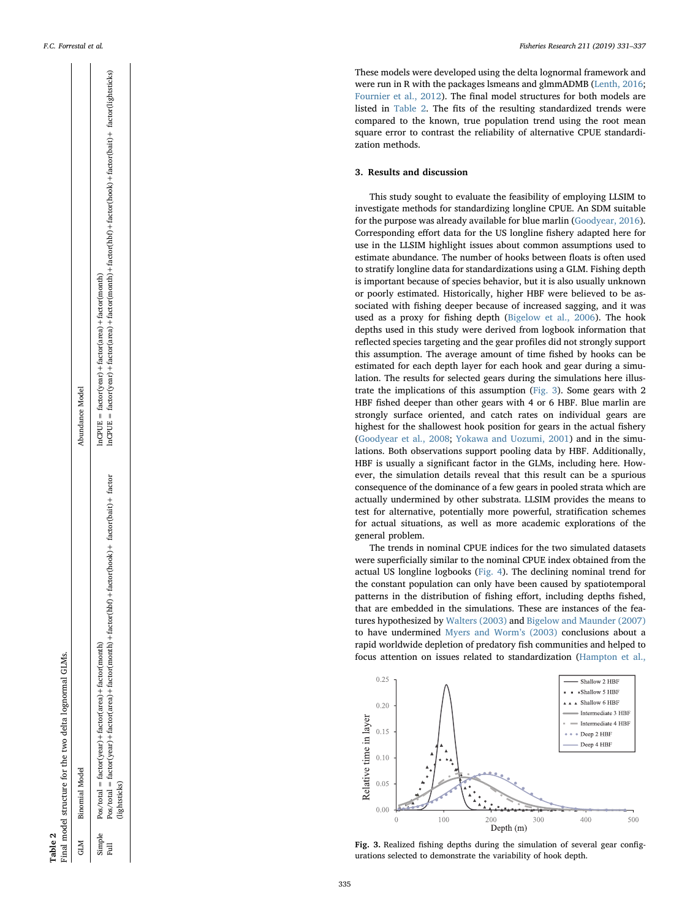**Table 2**
Final model structure for the two delta lognormal GLMs.

| GLM | Binomial Model | Abundance Model |
| --- | --- | --- |
| Simple | Pos/total = factor(year) + factor(area) + factor(month) | lnCPUE = factor(year) + factor(area) + factor(month) |
| Full | Pos/total = factor(year) + factor(area) + factor(month) + factor(hbf) + factor(hook) + factor(bait) + factor (lightsticks) | lnCPUE = factor(year) + factor(area) + factor(month) + factor(hbf) + factor(hook) + factor(bait) + factor(lightsticks) |

These models were developed using the delta lognormal framework and were run in R with the packages lsmeans and glmmADMB (Lenth, 2016; Fournier et al., 2012). The final model structures for both models are listed in Table 2. The fits of the resulting standardized trends were compared to the known, true population trend using the root mean square error to contrast the reliability of alternative CPUE standardization methods.

## 3. Results and discussion

This study sought to evaluate the feasibility of employing LLSIM to investigate methods for standardizing longline CPUE. An SDM suitable for the purpose was already available for blue marlin (Goodyear, 2016). Corresponding effort data for the US longline fishery adapted here for use in the LLSIM highlight issues about common assumptions used to estimate abundance. The number of hooks between floats is often used to stratify longline data for standardizations using a GLM. Fishing depth is important because of species behavior, but it is also usually unknown or poorly estimated. Historically, higher HBF were believed to be associated with fishing deeper because of increased sagging, and it was used as a proxy for fishing depth (Bigelow et al., 2006). The hook depths used in this study were derived from logbook information that reflected species targeting and the gear profiles did not strongly support this assumption. The average amount of time fished by hooks can be estimated for each depth layer for each hook and gear during a simulation. The results for selected gears during the simulations here illustrate the implications of this assumption (Fig. 3). Some gears with 2 HBF fished deeper than other gears with 4 or 6 HBF. Blue marlin are strongly surface oriented, and catch rates on individual gears are highest for the shallowest hook position for gears in the actual fishery (Goodyear et al., 2008; Yokawa and Uozumi, 2001) and in the simulations. Both observations support pooling data by HBF. Additionally, HBF is usually a significant factor in the GLMs, including here. However, the simulation details reveal that this result can be a spurious consequence of the dominance of a few gears in pooled strata which are actually undermined by other substrata. LLSIM provides the means to test for alternative, potentially more powerful, stratification schemes for actual situations, as well as more academic explorations of the general problem.

The trends in nominal CPUE indices for the two simulated datasets were superficially similar to the nominal CPUE index obtained from the actual US longline logbooks (Fig. 4). The declining nominal trend for the constant population can only have been caused by spatiotemporal patterns in the distribution of fishing effort, including depths fished, that are embedded in the simulations. These are instances of the features hypothesized by Walters (2003) and Bigelow and Maunder (2007) to have undermined Myers and Worm's (2003) conclusions about a rapid worldwide depletion of predatory fish communities and helped to focus attention on issues related to standardization (Hampton et al.,

**Fig. 3.** Realized fishing depths during the simulation of several gear configurations selected to demonstrate the variability of hook depth.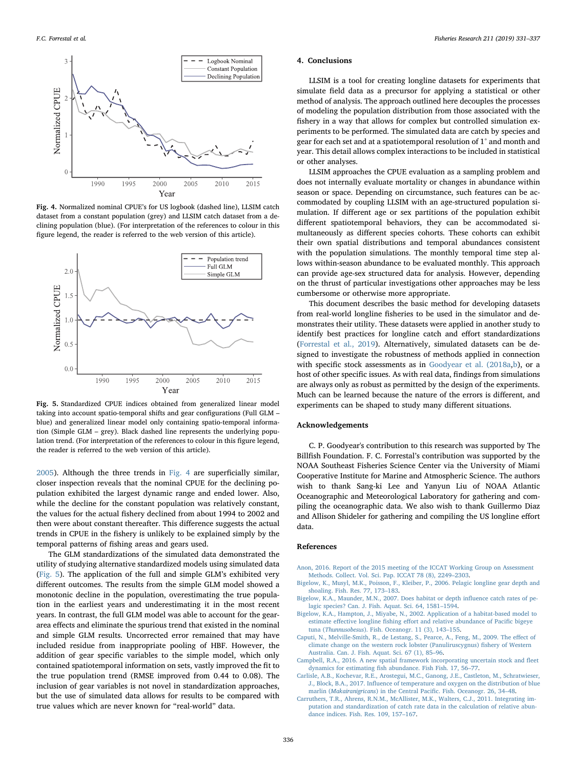3

2

1

0

Normalized CPUE

1990 1995 2000 2005 2010 2015

Year

Logbook Nominal

Constant Population

Declining Population

**Fig. 4.** Normalized nominal CPUE's for US logbook (dashed line), LLSIM catch dataset from a constant population (grey) and LLSIM catch dataset from a declining population (blue). (For interpretation of the references to colour in this figure legend, the reader is referred to the web version of this article).

2.0

1.5

1.0

0.5

0.0

Normalized CPUE

1990 1995 2000 2005 2010 2015

Year

Population trend

Full GLM

Simple GLM

**Fig. 5.** Standardized CPUE indices obtained from generalized linear model taking into account spatio-temporal shifts and gear configurations (Full GLM – blue) and generalized linear model only containing spatio-temporal information (Simple GLM – grey). Black dashed line represents the underlying population trend. (For interpretation of the references to colour in this figure legend, the reader is referred to the web version of this article).

2005). Although the three trends in Fig. 4 are superficially similar, closer inspection reveals that the nominal CPUE for the declining population exhibited the largest dynamic range and ended lower. Also, while the decline for the constant population was relatively constant, the values for the actual fishery declined from about 1994 to 2002 and then were about constant thereafter. This difference suggests the actual trends in CPUE in the fishery is unlikely to be explained simply by the temporal patterns of fishing areas and gears used.

The GLM standardizations of the simulated data demonstrated the utility of studying alternative standardized models using simulated data (Fig. 5). The application of the full and simple GLM's exhibited very different outcomes. The results from the simple GLM model showed a monotonic decline in the population, overestimating the true population in the earliest years and underestimating it in the most recent years. In contrast, the full GLM model was able to account for the gear-area effects and eliminate the spurious trend that existed in the nominal and simple GLM results. Uncorrected error remained that may have included residue from inappropriate pooling of HBF. However, the addition of gear specific variables to the simple model, which only contained spatiotemporal information on sets, vastly improved the fit to the true population trend (RMSE improved from 0.44 to 0.08). The inclusion of gear variables is not novel in standardization approaches, but the use of simulated data allows for results to be compared with true values which are never known for "real-world" data.

## 4. Conclusions

LLSIM is a tool for creating longline datasets for experiments that simulate field data as a precursor for applying a statistical or other method of analysis. The approach outlined here decouples the processes of modeling the population distribution from those associated with the fishery in a way that allows for complex but controlled simulation experiments to be performed. The simulated data are catch by species and gear for each set and at a spatiotemporal resolution of 1° and month and year. This detail allows complex interactions to be included in statistical or other analyses.

LLSIM approaches the CPUE evaluation as a sampling problem and does not internally evaluate mortality or changes in abundance within season or space. Depending on circumstance, such features can be accommodated by coupling LLSIM with an age-structured population simulation. If different age or sex partitions of the population exhibit different spatiotemporal behaviors, they can be accommodated simultaneously as different species cohorts. These cohorts can exhibit their own spatial distributions and temporal abundances consistent with the population simulations. The monthly temporal time step allows within-season abundance to be evaluated monthly. This approach can provide age-sex structured data for analysis. However, depending on the thrust of particular investigations other approaches may be less cumbersome or otherwise more appropriate.

This document describes the basic method for developing datasets from real-world longline fisheries to be used in the simulator and demonstrates their utility. These datasets were applied in another study to identify best practices for longline catch and effort standardizations (Forrestal et al., 2019). Alternatively, simulated datasets can be designed to investigate the robustness of methods applied in connection with specific stock assessments as in Goodyear et al. (2018a,b), or a host of other specific issues. As with real data, findings from simulations are always only as robust as permitted by the design of the experiments. Much can be learned because the nature of the errors is different, and experiments can be shaped to study many different situations.

## Acknowledgements

C. P. Goodyear's contribution to this research was supported by The Billfish Foundation. F. C. Forrestal's contribution was supported by the NOAA Southeast Fisheries Science Center via the University of Miami Cooperative Institute for Marine and Atmospheric Science. The authors wish to thank Sang-ki Lee and Yanyun Liu of NOAA Atlantic Oceanographic and Meteorological Laboratory for gathering and compiling the oceanographic data. We also wish to thank Guillermo Diaz and Allison Shideler for gathering and compiling the US longline effort data.

## References

Anon, 2016. Report of the 2015 meeting of the ICCAT Working Group on Assessment Methods. Collect. Vol. Sci. Pap. ICCAT 78 (8), 2249–2303.

Bigelow, K., Musyl, M.K., Poisson, F., Kleiber, P., 2006. Pelagic longline gear depth and shoaling. Fish. Res. 77, 173–183.

Bigelow, K.A., Maunder, M.N., 2007. Does habitat or depth influence catch rates of pelagic species? Can. J. Fish. Aquat. Sci. 64, 1581–1594.

Bigelow, K.A., Hampton, J., Miyabe, N., 2002. Application of a habitat-based model to estimate effective longline fishing effort and relative abundance of Pacific bigeye tuna (*Thunnusobesus*). Fish. Oceanogr. 11 (3), 143–155.

Caputi, N., Melville-Smith, R., de Lestang, S., Pearce, A., Feng, M., 2009. The effect of climate change on the western rock lobster (Panuliruscygnus) fishery of Western Australia. Can. J. Fish. Aquat. Sci. 67 (1), 85–96.

Campbell, R.A., 2016. A new spatial framework incorporating uncertain stock and fleet dynamics for estimating fish abundance. Fish Fish. 17, 56–77.

Carlisle, A.B., Kochevar, R.E., Arostegui, M.C., Ganong, J.E., Castleton, M., Schratwieser, J., Block, B.A., 2017. Influence of temperature and oxygen on the distribution of blue marlin (*Makairanigricans*) in the Central Pacific. Fish. Oceanogr. 26, 34–48.

Carruthers, T.R., Ahrens, R.N.M., McAllister, M.K., Walters, C.J., 2011. Integrating imputation and standardization of catch rate data in the calculation of relative abundance indices. Fish. Res. 109, 157–167.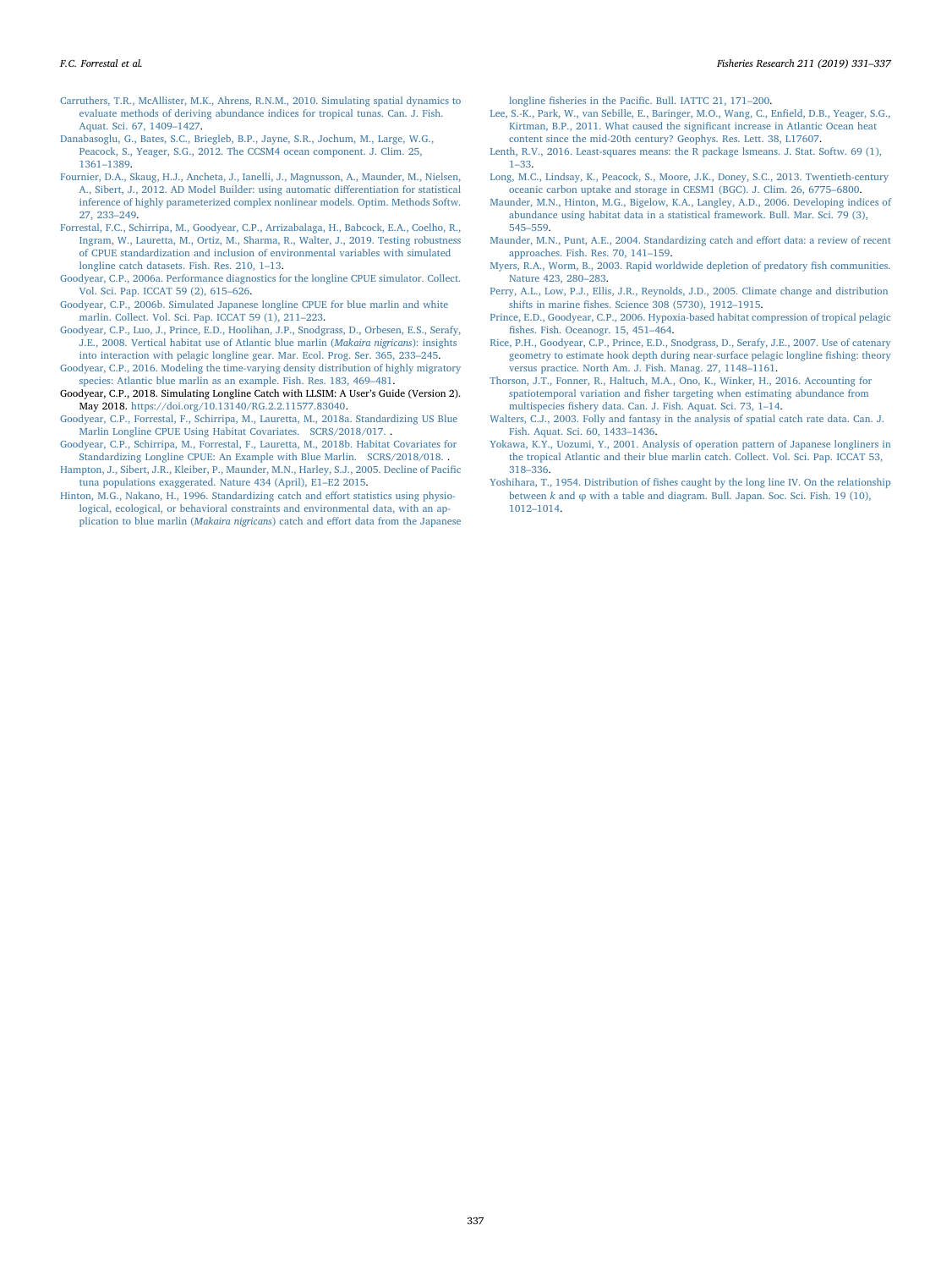Carruthers, T.R., McAllister, M.K., Ahrens, R.N.M., 2010. Simulating spatial dynamics to evaluate methods of deriving abundance indices for tropical tunas. Can. J. Fish. Aquat. Sci. 67, 1409–1427.

Danabasoglu, G., Bates, S.C., Briegleb, B.P., Jayne, S.R., Jochum, M., Large, W.G., Peacock, S., Yeager, S.G., 2012. The CCSM4 ocean component. J. Clim. 25, 1361–1389.

Fournier, D.A., Skaug, H.J., Ancheta, J., Ianelli, J., Magnusson, A., Maunder, M., Nielsen, A., Sibert, J., 2012. AD Model Builder: using automatic differentiation for statistical inference of highly parameterized complex nonlinear models. Optim. Methods Softw. 27, 233–249.

Forrestal, F.C., Schirripa, M., Goodyear, C.P., Arrizabalaga, H., Babcock, E.A., Coelho, R., Ingram, W., Lauretta, M., Ortiz, M., Sharma, R., Walter, J., 2019. Testing robustness of CPUE standardization and inclusion of environmental variables with simulated longline catch datasets. Fish. Res. 210, 1–13.

Goodyear, C.P., 2006a. Performance diagnostics for the longline CPUE simulator. Collect. Vol. Sci. Pap. ICCAT 59 (2), 615–626.

Goodyear, C.P., 2006b. Simulated Japanese longline CPUE for blue marlin and white marlin. Collect. Vol. Sci. Pap. ICCAT 59 (1), 211–223.

Goodyear, C.P., Luo, J., Prince, E.D., Hoolihan, J.P., Snodgrass, D., Orbesen, E.S., Serafy, J.E., 2008. Vertical habitat use of Atlantic blue marlin (*Makaira nigricans*): insights into interaction with pelagic longline gear. Mar. Ecol. Prog. Ser. 365, 233–245.

Goodyear, C.P., 2016. Modeling the time-varying density distribution of highly migratory species: Atlantic blue marlin as an example. Fish. Res. 183, 469–481.

Goodyear, C.P., 2018. Simulating Longline Catch with LLSIM: A User's Guide (Version 2). May 2018. https://doi.org/10.13140/RG.2.2.11577.83040.

Goodyear, C.P., Forrestal, F., Schirripa, M., Lauretta, M., 2018a. Standardizing US Blue Marlin Longline CPUE Using Habitat Covariates. SCRS/2018/017. .

Goodyear, C.P., Schirripa, M., Forrestal, F., Lauretta, M., 2018b. Habitat Covariates for Standardizing Longline CPUE: An Example with Blue Marlin. SCRS/2018/018. .

Hampton, J., Sibert, J.R., Kleiber, P., Maunder, M.N., Harley, S.J., 2005. Decline of Pacific tuna populations exaggerated. Nature 434 (April), E1–E2 2015.

Hinton, M.G., Nakano, H., 1996. Standardizing catch and effort statistics using physiological, ecological, or behavioral constraints and environmental data, with an application to blue marlin (*Makaira nigricans*) catch and effort data from the Japanese longline fisheries in the Pacific. Bull. IATTC 21, 171–200.

Lee, S.-K., Park, W., van Sebille, E., Baringer, M.O., Wang, C., Enfield, D.B., Yeager, S.G., Kirtman, B.P., 2011. What caused the significant increase in Atlantic Ocean heat content since the mid-20th century? Geophys. Res. Lett. 38, L17607.

Lenth, R.V., 2016. Least-squares means: the R package lsmeans. J. Stat. Softw. 69 (1), 1–33.

Long, M.C., Lindsay, K., Peacock, S., Moore, J.K., Doney, S.C., 2013. Twentieth-century oceanic carbon uptake and storage in CESM1 (BGC). J. Clim. 26, 6775–6800.

Maunder, M.N., Hinton, M.G., Bigelow, K.A., Langley, A.D., 2006. Developing indices of abundance using habitat data in a statistical framework. Bull. Mar. Sci. 79 (3), 545–559.

Maunder, M.N., Punt, A.E., 2004. Standardizing catch and effort data: a review of recent approaches. Fish. Res. 70, 141–159.

Myers, R.A., Worm, B., 2003. Rapid worldwide depletion of predatory fish communities. Nature 423, 280–283.

Perry, A.L., Low, P.J., Ellis, J.R., Reynolds, J.D., 2005. Climate change and distribution shifts in marine fishes. Science 308 (5730), 1912–1915.

Prince, E.D., Goodyear, C.P., 2006. Hypoxia-based habitat compression of tropical pelagic fishes. Fish. Oceanogr. 15, 451–464.

Rice, P.H., Goodyear, C.P., Prince, E.D., Snodgrass, D., Serafy, J.E., 2007. Use of catenary geometry to estimate hook depth during near-surface pelagic longline fishing: theory versus practice. North Am. J. Fish. Manag. 27, 1148–1161.

Thorson, J.T., Fonner, R., Haltuch, M.A., Ono, K., Winker, H., 2016. Accounting for spatiotemporal variation and fisher targeting when estimating abundance from multispecies fishery data. Can. J. Fish. Aquat. Sci. 73, 1–14.

Walters, C.J., 2003. Folly and fantasy in the analysis of spatial catch rate data. Can. J. Fish. Aquat. Sci. 60, 1433–1436.

Yokawa, K.Y., Uozumi, Y., 2001. Analysis of operation pattern of Japanese longliners in the tropical Atlantic and their blue marlin catch. Collect. Vol. Sci. Pap. ICCAT 53, 318–336.

Yoshihara, T., 1954. Distribution of fishes caught by the long line IV. On the relationship between $k$ and $\varphi$ with a table and diagram. Bull. Japan. Soc. Sci. Fish. 19 (10), 1012–1014.